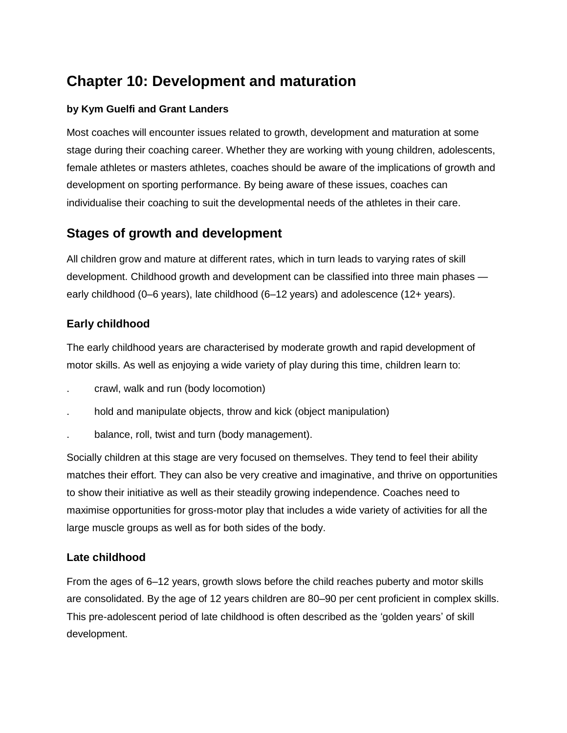# Chapter 10: Development and maturation

**by Kym Guelfi and Grant Landers**

Most coaches will encounter issues related to growth, development and maturation at some stage during their coaching career. Whether they are working with young children, adolescents, female athletes or masters athletes, coaches should be aware of the implications of growth and development on sporting performance. By being aware of these issues, coaches can individualise their coaching to suit the developmental needs of the athletes in their care.

## Stages of growth and development

All children grow and mature at different rates, which in turn leads to varying rates of skill development. Childhood growth and development can be classified into three main phases — early childhood (0–6 years), late childhood (6–12 years) and adolescence (12+ years).

### Early childhood

The early childhood years are characterised by moderate growth and rapid development of motor skills. As well as enjoying a wide variety of play during this time, children learn to:

- crawl, walk and run (body locomotion)
- hold and manipulate objects, throw and kick (object manipulation)
- balance, roll, twist and turn (body management).

Socially children at this stage are very focused on themselves. They tend to feel their ability matches their effort. They can also be very creative and imaginative, and thrive on opportunities to show their initiative as well as their steadily growing independence. Coaches need to maximise opportunities for gross-motor play that includes a wide variety of activities for all the large muscle groups as well as for both sides of the body.

### Late childhood

From the ages of 6–12 years, growth slows before the child reaches puberty and motor skills are consolidated. By the age of 12 years children are 80–90 per cent proficient in complex skills. This pre-adolescent period of late childhood is often described as the 'golden years' of skill development.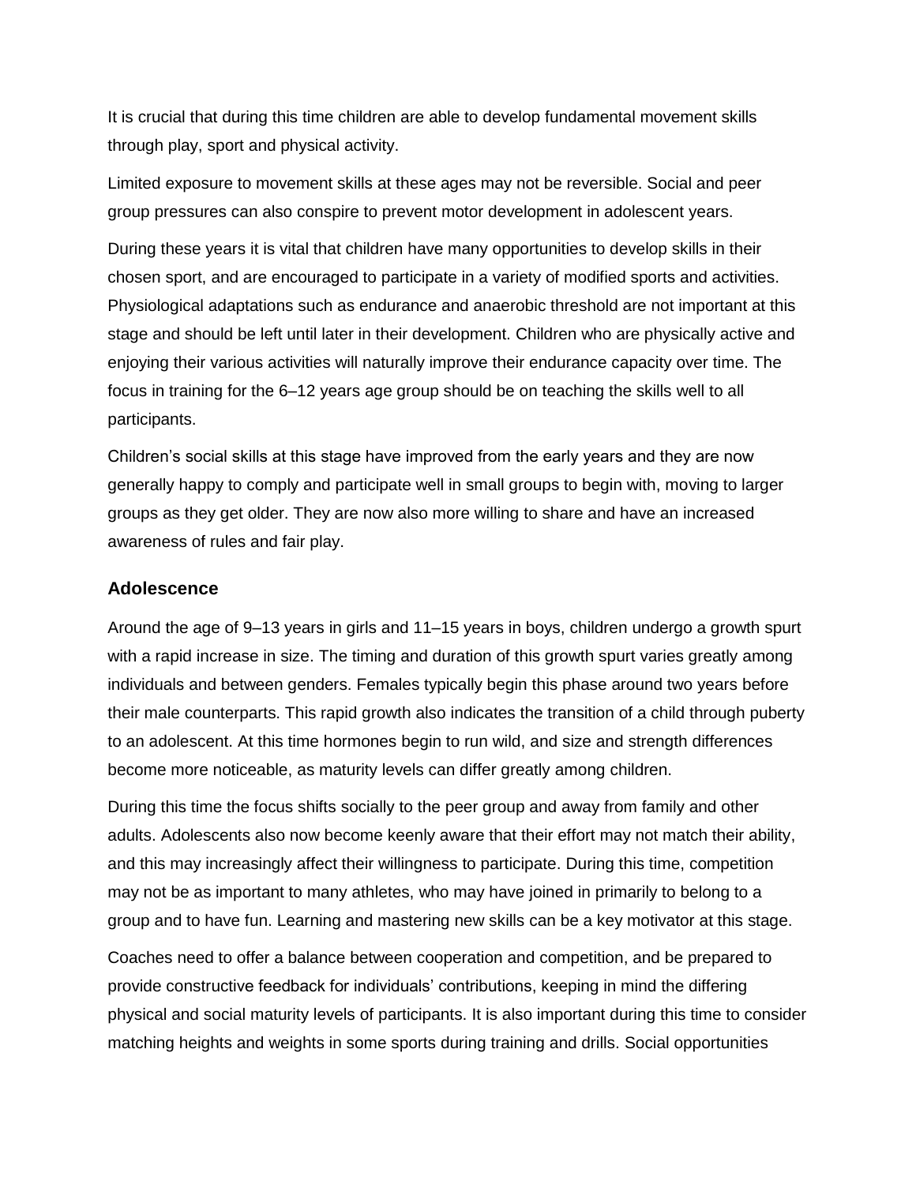It is crucial that during this time children are able to develop fundamental movement skills through play, sport and physical activity.

Limited exposure to movement skills at these ages may not be reversible. Social and peer group pressures can also conspire to prevent motor development in adolescent years.

During these years it is vital that children have many opportunities to develop skills in their chosen sport, and are encouraged to participate in a variety of modified sports and activities. Physiological adaptations such as endurance and anaerobic threshold are not important at this stage and should be left until later in their development. Children who are physically active and enjoying their various activities will naturally improve their endurance capacity over time. The focus in training for the 6–12 years age group should be on teaching the skills well to all participants.

Children's social skills at this stage have improved from the early years and they are now generally happy to comply and participate well in small groups to begin with, moving to larger groups as they get older. They are now also more willing to share and have an increased awareness of rules and fair play.

### Adolescence

Around the age of 9–13 years in girls and 11–15 years in boys, children undergo a growth spurt with a rapid increase in size. The timing and duration of this growth spurt varies greatly among individuals and between genders. Females typically begin this phase around two years before their male counterparts. This rapid growth also indicates the transition of a child through puberty to an adolescent. At this time hormones begin to run wild, and size and strength differences become more noticeable, as maturity levels can differ greatly among children.

During this time the focus shifts socially to the peer group and away from family and other adults. Adolescents also now become keenly aware that their effort may not match their ability, and this may increasingly affect their willingness to participate. During this time, competition may not be as important to many athletes, who may have joined in primarily to belong to a group and to have fun. Learning and mastering new skills can be a key motivator at this stage.

Coaches need to offer a balance between cooperation and competition, and be prepared to provide constructive feedback for individuals' contributions, keeping in mind the differing physical and social maturity levels of participants. It is also important during this time to consider matching heights and weights in some sports during training and drills. Social opportunities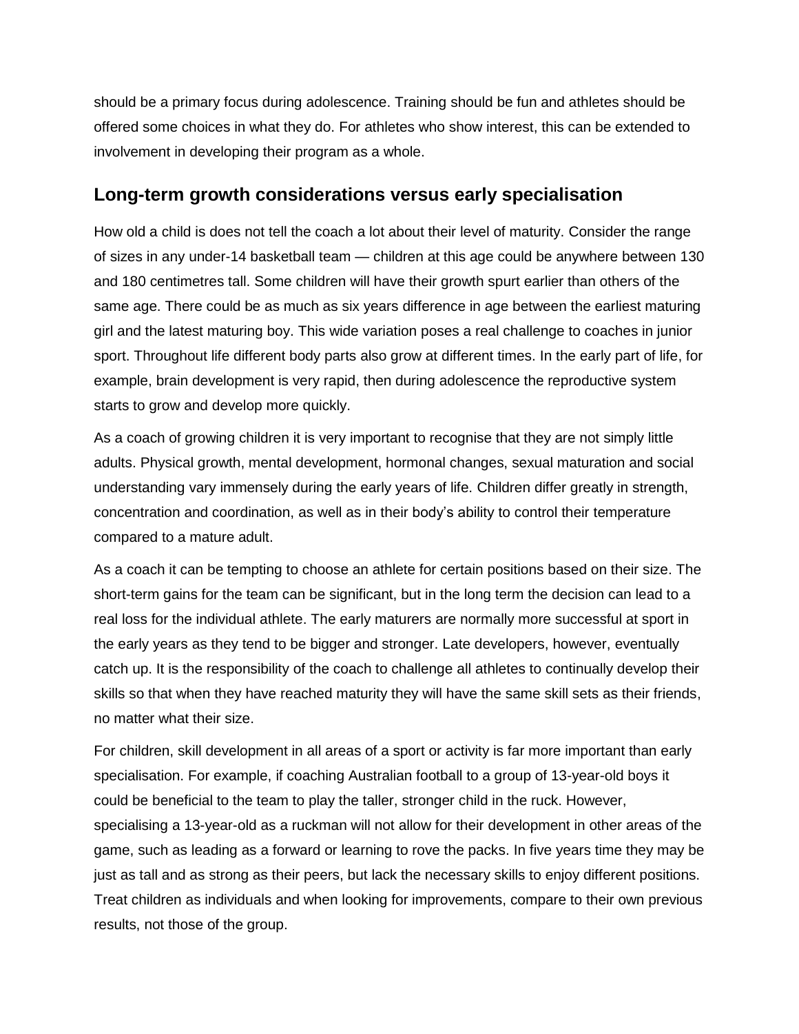should be a primary focus during adolescence. Training should be fun and athletes should be offered some choices in what they do. For athletes who show interest, this can be extended to involvement in developing their program as a whole.

## Long-term growth considerations versus early specialisation

How old a child is does not tell the coach a lot about their level of maturity. Consider the range of sizes in any under-14 basketball team — children at this age could be anywhere between 130 and 180 centimetres tall. Some children will have their growth spurt earlier than others of the same age. There could be as much as six years difference in age between the earliest maturing girl and the latest maturing boy. This wide variation poses a real challenge to coaches in junior sport. Throughout life different body parts also grow at different times. In the early part of life, for example, brain development is very rapid, then during adolescence the reproductive system starts to grow and develop more quickly.

As a coach of growing children it is very important to recognise that they are not simply little adults. Physical growth, mental development, hormonal changes, sexual maturation and social understanding vary immensely during the early years of life. Children differ greatly in strength, concentration and coordination, as well as in their body's ability to control their temperature compared to a mature adult.

As a coach it can be tempting to choose an athlete for certain positions based on their size. The short-term gains for the team can be significant, but in the long term the decision can lead to a real loss for the individual athlete. The early maturers are normally more successful at sport in the early years as they tend to be bigger and stronger. Late developers, however, eventually catch up. It is the responsibility of the coach to challenge all athletes to continually develop their skills so that when they have reached maturity they will have the same skill sets as their friends, no matter what their size.

For children, skill development in all areas of a sport or activity is far more important than early specialisation. For example, if coaching Australian football to a group of 13-year-old boys it could be beneficial to the team to play the taller, stronger child in the ruck. However, specialising a 13-year-old as a ruckman will not allow for their development in other areas of the game, such as leading as a forward or learning to rove the packs. In five years time they may be just as tall and as strong as their peers, but lack the necessary skills to enjoy different positions. Treat children as individuals and when looking for improvements, compare to their own previous results, not those of the group.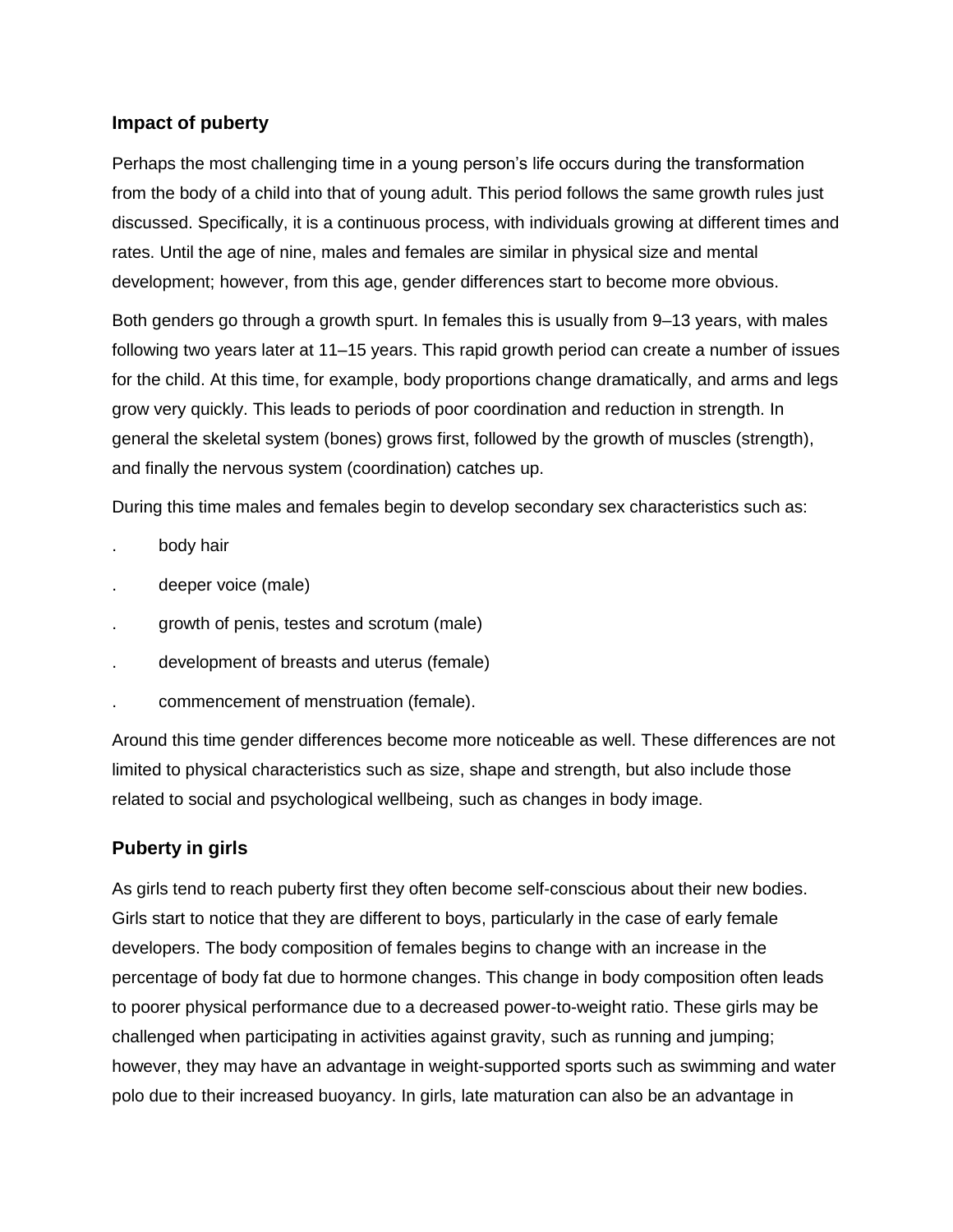## Impact of puberty

Perhaps the most challenging time in a young person's life occurs during the transformation from the body of a child into that of young adult. This period follows the same growth rules just discussed. Specifically, it is a continuous process, with individuals growing at different times and rates. Until the age of nine, males and females are similar in physical size and mental development; however, from this age, gender differences start to become more obvious.

Both genders go through a growth spurt. In females this is usually from 9–13 years, with males following two years later at 11–15 years. This rapid growth period can create a number of issues for the child. At this time, for example, body proportions change dramatically, and arms and legs grow very quickly. This leads to periods of poor coordination and reduction in strength. In general the skeletal system (bones) grows first, followed by the growth of muscles (strength), and finally the nervous system (coordination) catches up.

During this time males and females begin to develop secondary sex characteristics such as:

- body hair
- deeper voice (male)
- growth of penis, testes and scrotum (male)
- development of breasts and uterus (female)
- commencement of menstruation (female).

Around this time gender differences become more noticeable as well. These differences are not limited to physical characteristics such as size, shape and strength, but also include those related to social and psychological wellbeing, such as changes in body image.

## Puberty in girls

As girls tend to reach puberty first they often become self-conscious about their new bodies. Girls start to notice that they are different to boys, particularly in the case of early female developers. The body composition of females begins to change with an increase in the percentage of body fat due to hormone changes. This change in body composition often leads to poorer physical performance due to a decreased power-to-weight ratio. These girls may be challenged when participating in activities against gravity, such as running and jumping; however, they may have an advantage in weight-supported sports such as swimming and water polo due to their increased buoyancy. In girls, late maturation can also be an advantage in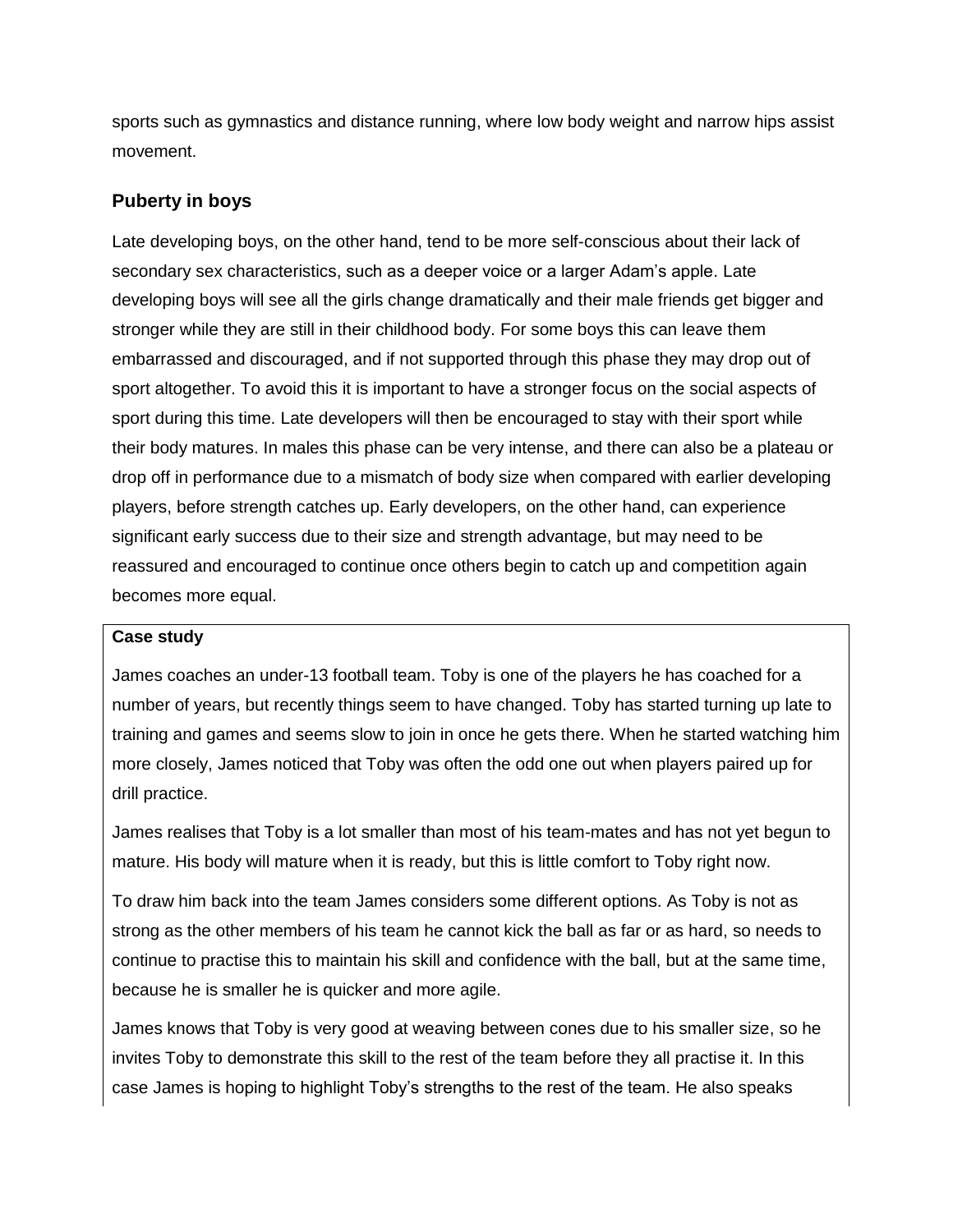sports such as gymnastics and distance running, where low body weight and narrow hips assist movement.

## Puberty in boys

Late developing boys, on the other hand, tend to be more self-conscious about their lack of secondary sex characteristics, such as a deeper voice or a larger Adam's apple. Late developing boys will see all the girls change dramatically and their male friends get bigger and stronger while they are still in their childhood body. For some boys this can leave them embarrassed and discouraged, and if not supported through this phase they may drop out of sport altogether. To avoid this it is important to have a stronger focus on the social aspects of sport during this time. Late developers will then be encouraged to stay with their sport while their body matures. In males this phase can be very intense, and there can also be a plateau or drop off in performance due to a mismatch of body size when compared with earlier developing players, before strength catches up. Early developers, on the other hand, can experience significant early success due to their size and strength advantage, but may need to be reassured and encouraged to continue once others begin to catch up and competition again becomes more equal.

**Case study**

James coaches an under-13 football team. Toby is one of the players he has coached for a number of years, but recently things seem to have changed. Toby has started turning up late to training and games and seems slow to join in once he gets there. When he started watching him more closely, James noticed that Toby was often the odd one out when players paired up for drill practice.

James realises that Toby is a lot smaller than most of his team-mates and has not yet begun to mature. His body will mature when it is ready, but this is little comfort to Toby right now.

To draw him back into the team James considers some different options. As Toby is not as strong as the other members of his team he cannot kick the ball as far or as hard, so needs to continue to practise this to maintain his skill and confidence with the ball, but at the same time, because he is smaller he is quicker and more agile.

James knows that Toby is very good at weaving between cones due to his smaller size, so he invites Toby to demonstrate this skill to the rest of the team before they all practise it. In this case James is hoping to highlight Toby's strengths to the rest of the team. He also speaks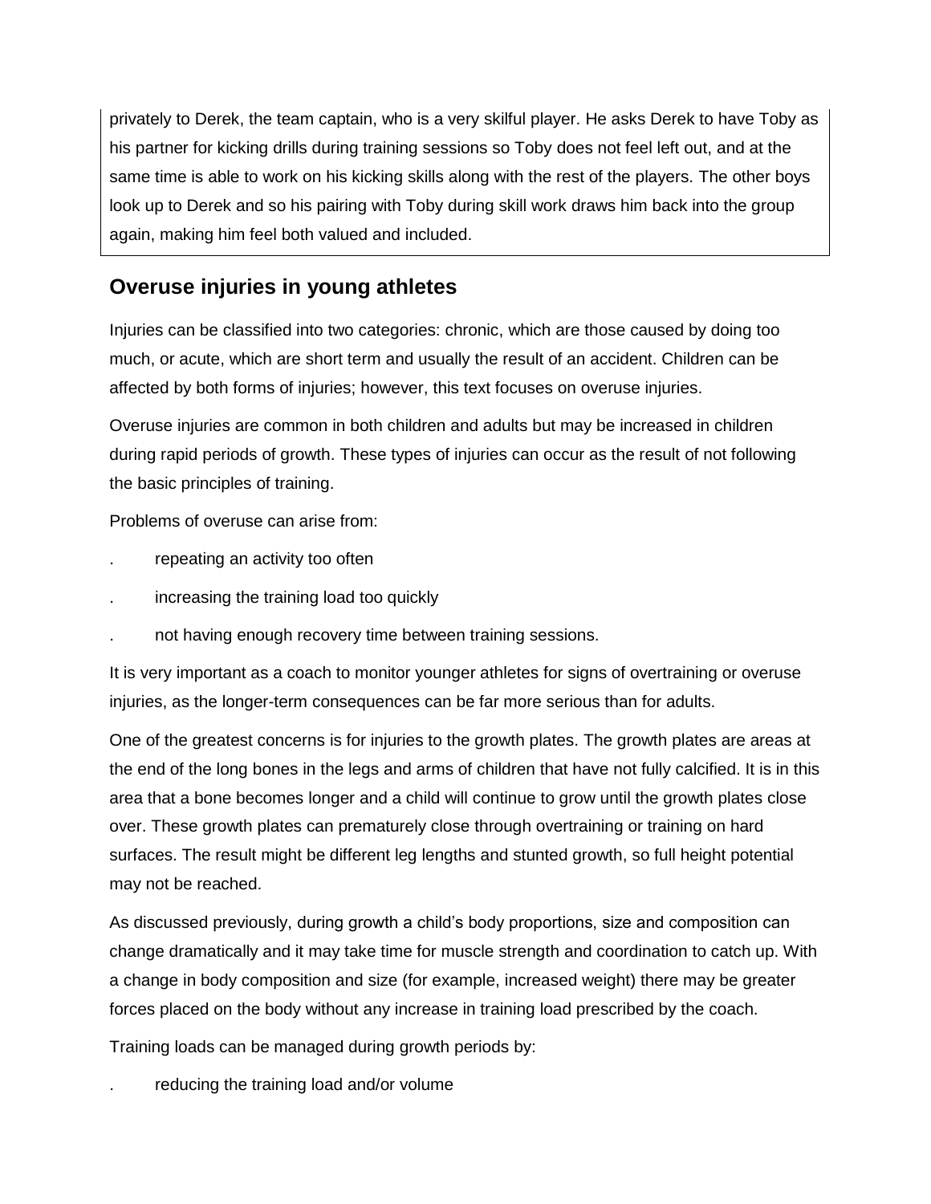privately to Derek, the team captain, who is a very skilful player. He asks Derek to have Toby as his partner for kicking drills during training sessions so Toby does not feel left out, and at the same time is able to work on his kicking skills along with the rest of the players. The other boys look up to Derek and so his pairing with Toby during skill work draws him back into the group again, making him feel both valued and included.

## Overuse injuries in young athletes

Injuries can be classified into two categories: chronic, which are those caused by doing too much, or acute, which are short term and usually the result of an accident. Children can be affected by both forms of injuries; however, this text focuses on overuse injuries.

Overuse injuries are common in both children and adults but may be increased in children during rapid periods of growth. These types of injuries can occur as the result of not following the basic principles of training.

Problems of overuse can arise from:

- repeating an activity too often
- increasing the training load too quickly
- not having enough recovery time between training sessions.

It is very important as a coach to monitor younger athletes for signs of overtraining or overuse injuries, as the longer-term consequences can be far more serious than for adults.

One of the greatest concerns is for injuries to the growth plates. The growth plates are areas at the end of the long bones in the legs and arms of children that have not fully calcified. It is in this area that a bone becomes longer and a child will continue to grow until the growth plates close over. These growth plates can prematurely close through overtraining or training on hard surfaces. The result might be different leg lengths and stunted growth, so full height potential may not be reached.

As discussed previously, during growth a child's body proportions, size and composition can change dramatically and it may take time for muscle strength and coordination to catch up. With a change in body composition and size (for example, increased weight) there may be greater forces placed on the body without any increase in training load prescribed by the coach.

Training loads can be managed during growth periods by:

- reducing the training load and/or volume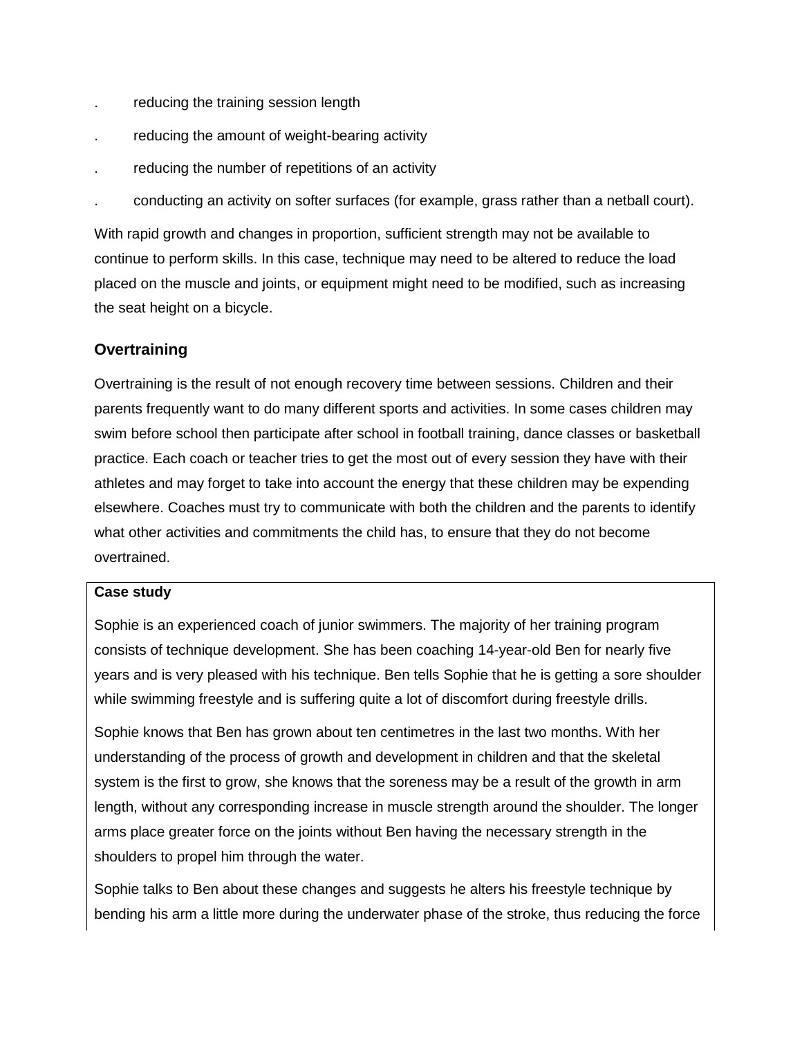- reducing the training session length
- reducing the amount of weight-bearing activity
- reducing the number of repetitions of an activity
- conducting an activity on softer surfaces (for example, grass rather than a netball court).

With rapid growth and changes in proportion, sufficient strength may not be available to continue to perform skills. In this case, technique may need to be altered to reduce the load placed on the muscle and joints, or equipment might need to be modified, such as increasing the seat height on a bicycle.

## Overtraining

Overtraining is the result of not enough recovery time between sessions. Children and their parents frequently want to do many different sports and activities. In some cases children may swim before school then participate after school in football training, dance classes or basketball practice. Each coach or teacher tries to get the most out of every session they have with their athletes and may forget to take into account the energy that these children may be expending elsewhere. Coaches must try to communicate with both the children and the parents to identify what other activities and commitments the child has, to ensure that they do not become overtrained.

**Case study**

Sophie is an experienced coach of junior swimmers. The majority of her training program consists of technique development. She has been coaching 14-year-old Ben for nearly five years and is very pleased with his technique. Ben tells Sophie that he is getting a sore shoulder while swimming freestyle and is suffering quite a lot of discomfort during freestyle drills.

Sophie knows that Ben has grown about ten centimetres in the last two months. With her understanding of the process of growth and development in children and that the skeletal system is the first to grow, she knows that the soreness may be a result of the growth in arm length, without any corresponding increase in muscle strength around the shoulder. The longer arms place greater force on the joints without Ben having the necessary strength in the shoulders to propel him through the water.

Sophie talks to Ben about these changes and suggests he alters his freestyle technique by bending his arm a little more during the underwater phase of the stroke, thus reducing the force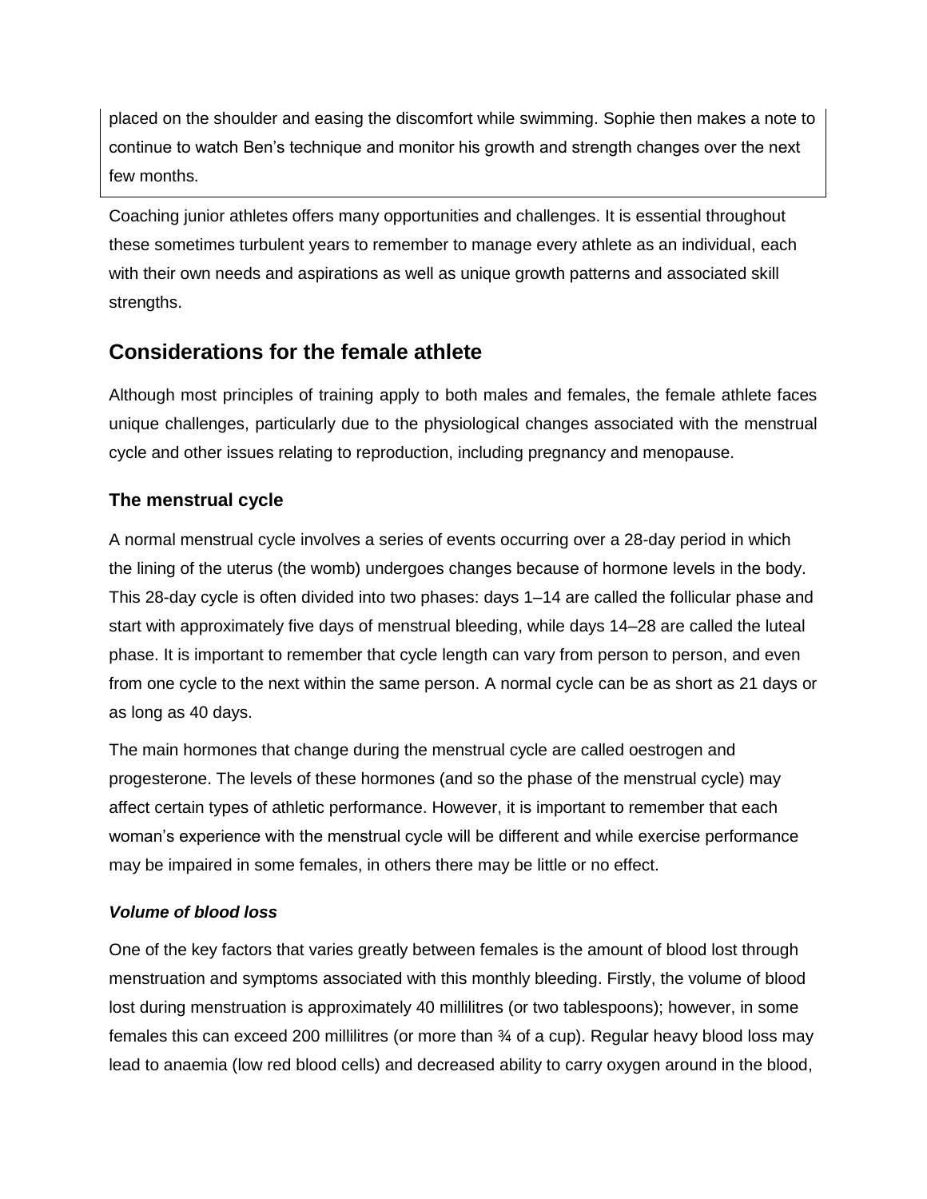placed on the shoulder and easing the discomfort while swimming. Sophie then makes a note to continue to watch Ben's technique and monitor his growth and strength changes over the next few months.

Coaching junior athletes offers many opportunities and challenges. It is essential throughout these sometimes turbulent years to remember to manage every athlete as an individual, each with their own needs and aspirations as well as unique growth patterns and associated skill strengths.

## Considerations for the female athlete

Although most principles of training apply to both males and females, the female athlete faces unique challenges, particularly due to the physiological changes associated with the menstrual cycle and other issues relating to reproduction, including pregnancy and menopause.

### The menstrual cycle

A normal menstrual cycle involves a series of events occurring over a 28-day period in which the lining of the uterus (the womb) undergoes changes because of hormone levels in the body. This 28-day cycle is often divided into two phases: days 1–14 are called the follicular phase and start with approximately five days of menstrual bleeding, while days 14–28 are called the luteal phase. It is important to remember that cycle length can vary from person to person, and even from one cycle to the next within the same person. A normal cycle can be as short as 21 days or as long as 40 days.

The main hormones that change during the menstrual cycle are called oestrogen and progesterone. The levels of these hormones (and so the phase of the menstrual cycle) may affect certain types of athletic performance. However, it is important to remember that each woman's experience with the menstrual cycle will be different and while exercise performance may be impaired in some females, in others there may be little or no effect.

#### *Volume of blood loss*

One of the key factors that varies greatly between females is the amount of blood lost through menstruation and symptoms associated with this monthly bleeding. Firstly, the volume of blood lost during menstruation is approximately 40 millilitres (or two tablespoons); however, in some females this can exceed 200 millilitres (or more than ¾ of a cup). Regular heavy blood loss may lead to anaemia (low red blood cells) and decreased ability to carry oxygen around in the blood,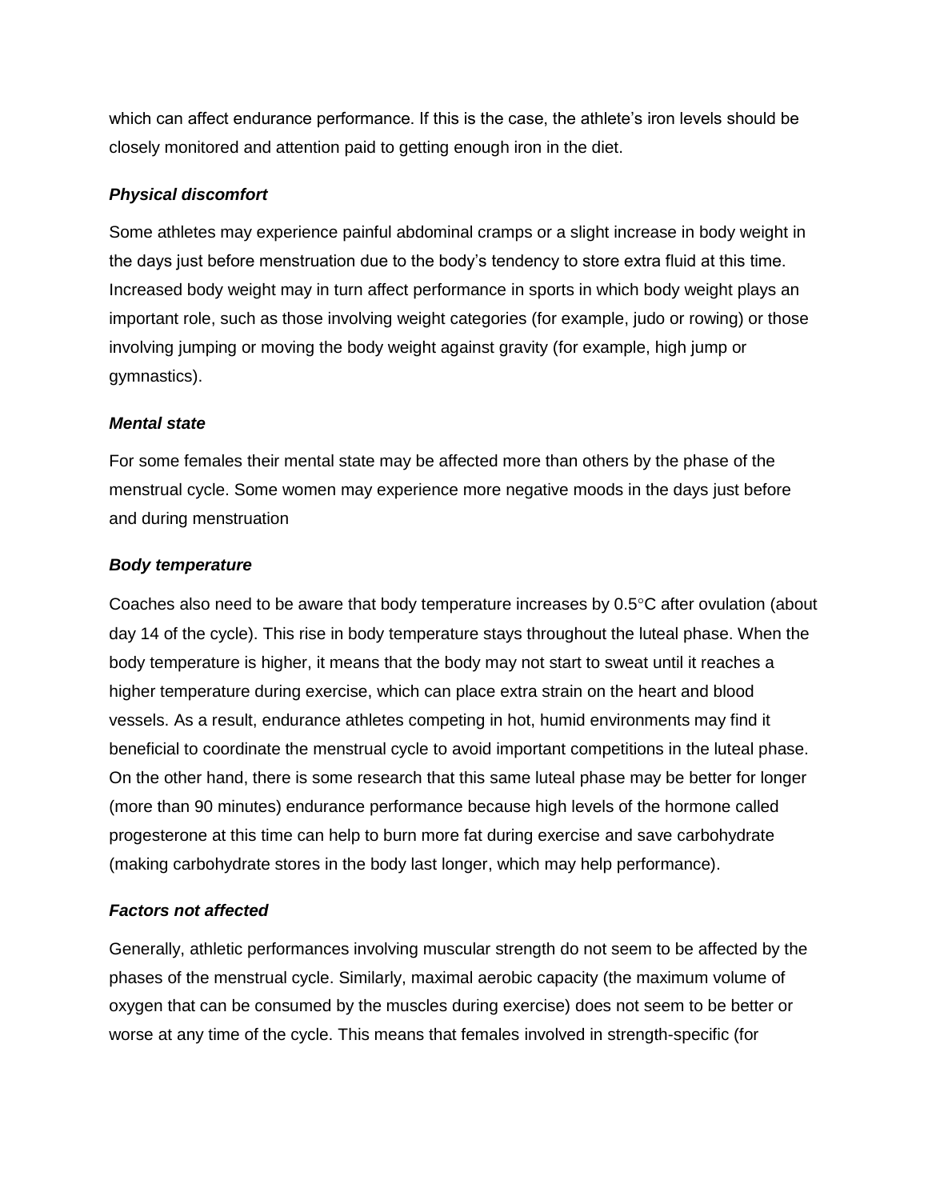which can affect endurance performance. If this is the case, the athlete's iron levels should be closely monitored and attention paid to getting enough iron in the diet.

***Physical discomfort***

Some athletes may experience painful abdominal cramps or a slight increase in body weight in the days just before menstruation due to the body's tendency to store extra fluid at this time. Increased body weight may in turn affect performance in sports in which body weight plays an important role, such as those involving weight categories (for example, judo or rowing) or those involving jumping or moving the body weight against gravity (for example, high jump or gymnastics).

***Mental state***

For some females their mental state may be affected more than others by the phase of the menstrual cycle. Some women may experience more negative moods in the days just before and during menstruation

***Body temperature***

Coaches also need to be aware that body temperature increases by 0.5°C after ovulation (about day 14 of the cycle). This rise in body temperature stays throughout the luteal phase. When the body temperature is higher, it means that the body may not start to sweat until it reaches a higher temperature during exercise, which can place extra strain on the heart and blood vessels. As a result, endurance athletes competing in hot, humid environments may find it beneficial to coordinate the menstrual cycle to avoid important competitions in the luteal phase. On the other hand, there is some research that this same luteal phase may be better for longer (more than 90 minutes) endurance performance because high levels of the hormone called progesterone at this time can help to burn more fat during exercise and save carbohydrate (making carbohydrate stores in the body last longer, which may help performance).

***Factors not affected***

Generally, athletic performances involving muscular strength do not seem to be affected by the phases of the menstrual cycle. Similarly, maximal aerobic capacity (the maximum volume of oxygen that can be consumed by the muscles during exercise) does not seem to be better or worse at any time of the cycle. This means that females involved in strength-specific (for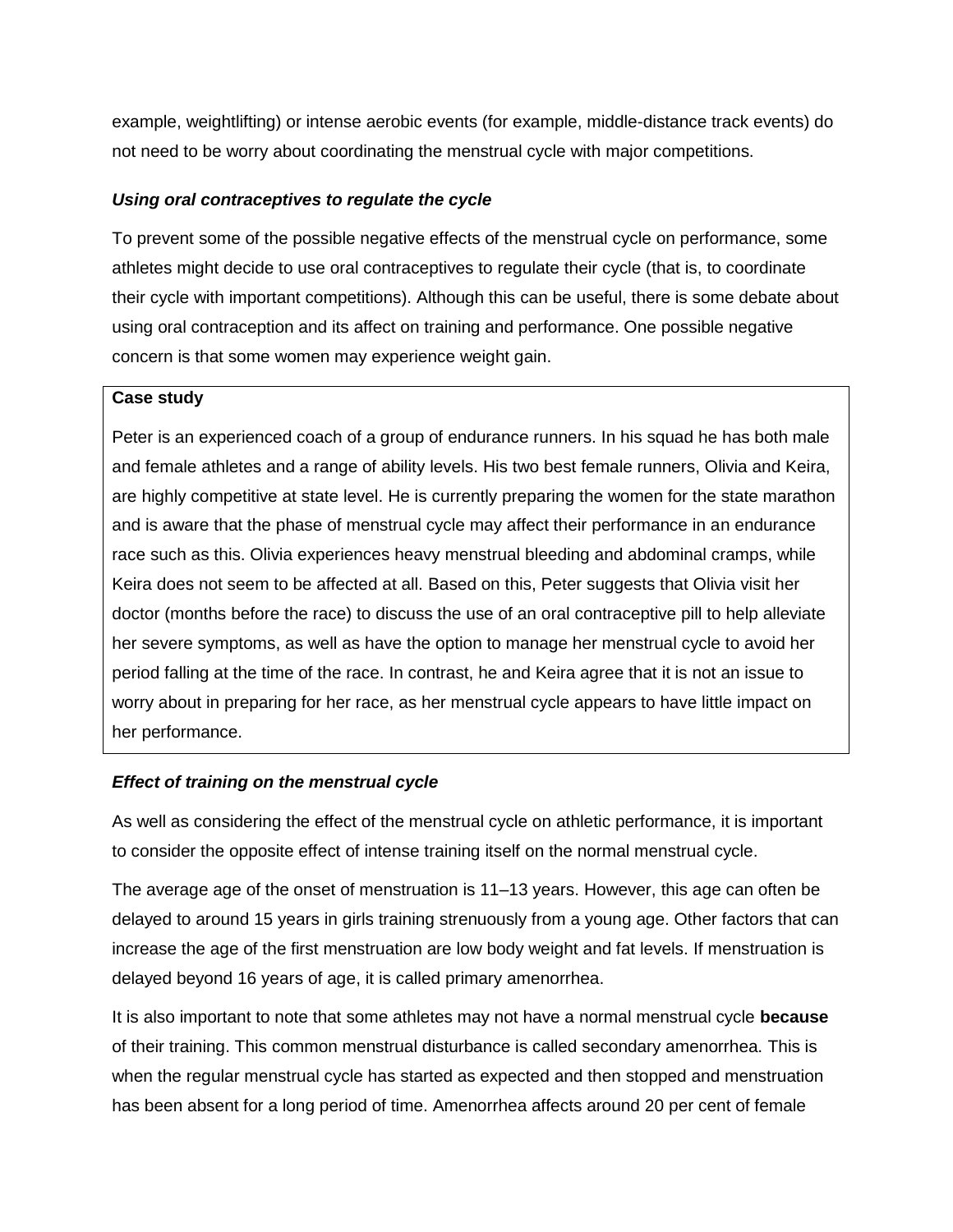example, weightlifting) or intense aerobic events (for example, middle-distance track events) do not need to be worry about coordinating the menstrual cycle with major competitions.

### *Using oral contraceptives to regulate the cycle*

To prevent some of the possible negative effects of the menstrual cycle on performance, some athletes might decide to use oral contraceptives to regulate their cycle (that is, to coordinate their cycle with important competitions). Although this can be useful, there is some debate about using oral contraception and its affect on training and performance. One possible negative concern is that some women may experience weight gain.

> **Case study**
>
> Peter is an experienced coach of a group of endurance runners. In his squad he has both male and female athletes and a range of ability levels. His two best female runners, Olivia and Keira, are highly competitive at state level. He is currently preparing the women for the state marathon and is aware that the phase of menstrual cycle may affect their performance in an endurance race such as this. Olivia experiences heavy menstrual bleeding and abdominal cramps, while Keira does not seem to be affected at all. Based on this, Peter suggests that Olivia visit her doctor (months before the race) to discuss the use of an oral contraceptive pill to help alleviate her severe symptoms, as well as have the option to manage her menstrual cycle to avoid her period falling at the time of the race. In contrast, he and Keira agree that it is not an issue to worry about in preparing for her race, as her menstrual cycle appears to have little impact on her performance.

### *Effect of training on the menstrual cycle*

As well as considering the effect of the menstrual cycle on athletic performance, it is important to consider the opposite effect of intense training itself on the normal menstrual cycle.

The average age of the onset of menstruation is 11–13 years. However, this age can often be delayed to around 15 years in girls training strenuously from a young age. Other factors that can increase the age of the first menstruation are low body weight and fat levels. If menstruation is delayed beyond 16 years of age, it is called primary amenorrhea.

It is also important to note that some athletes may not have a normal menstrual cycle **because** of their training. This common menstrual disturbance is called secondary amenorrhea. This is when the regular menstrual cycle has started as expected and then stopped and menstruation has been absent for a long period of time. Amenorrhea affects around 20 per cent of female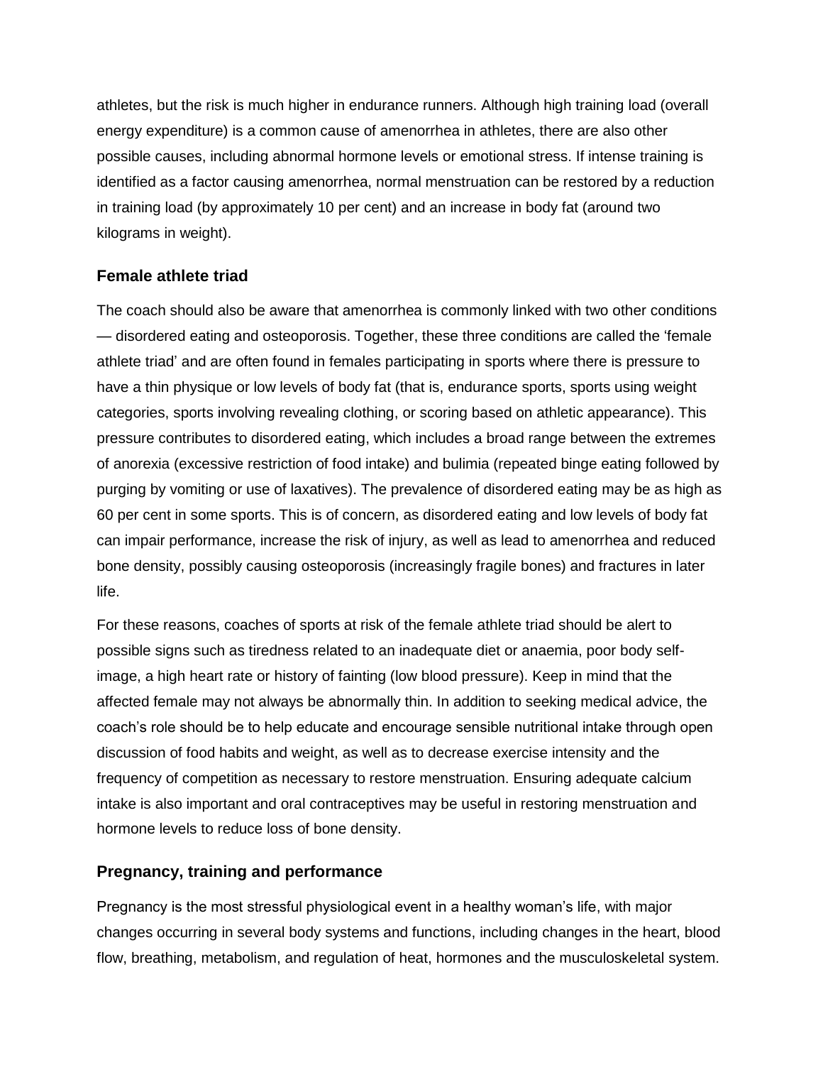athletes, but the risk is much higher in endurance runners. Although high training load (overall energy expenditure) is a common cause of amenorrhea in athletes, there are also other possible causes, including abnormal hormone levels or emotional stress. If intense training is identified as a factor causing amenorrhea, normal menstruation can be restored by a reduction in training load (by approximately 10 per cent) and an increase in body fat (around two kilograms in weight).

### Female athlete triad

The coach should also be aware that amenorrhea is commonly linked with two other conditions — disordered eating and osteoporosis. Together, these three conditions are called the 'female athlete triad' and are often found in females participating in sports where there is pressure to have a thin physique or low levels of body fat (that is, endurance sports, sports using weight categories, sports involving revealing clothing, or scoring based on athletic appearance). This pressure contributes to disordered eating, which includes a broad range between the extremes of anorexia (excessive restriction of food intake) and bulimia (repeated binge eating followed by purging by vomiting or use of laxatives). The prevalence of disordered eating may be as high as 60 per cent in some sports. This is of concern, as disordered eating and low levels of body fat can impair performance, increase the risk of injury, as well as lead to amenorrhea and reduced bone density, possibly causing osteoporosis (increasingly fragile bones) and fractures in later life.

For these reasons, coaches of sports at risk of the female athlete triad should be alert to possible signs such as tiredness related to an inadequate diet or anaemia, poor body self-image, a high heart rate or history of fainting (low blood pressure). Keep in mind that the affected female may not always be abnormally thin. In addition to seeking medical advice, the coach's role should be to help educate and encourage sensible nutritional intake through open discussion of food habits and weight, as well as to decrease exercise intensity and the frequency of competition as necessary to restore menstruation. Ensuring adequate calcium intake is also important and oral contraceptives may be useful in restoring menstruation and hormone levels to reduce loss of bone density.

### Pregnancy, training and performance

Pregnancy is the most stressful physiological event in a healthy woman's life, with major changes occurring in several body systems and functions, including changes in the heart, blood flow, breathing, metabolism, and regulation of heat, hormones and the musculoskeletal system.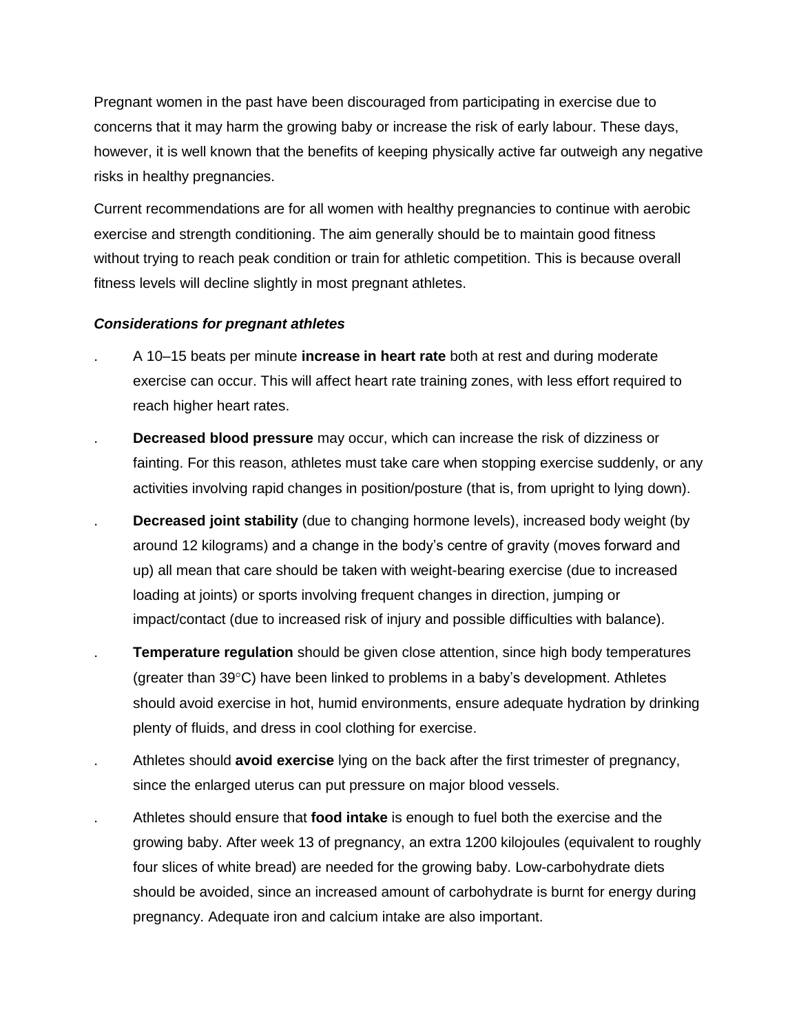Pregnant women in the past have been discouraged from participating in exercise due to concerns that it may harm the growing baby or increase the risk of early labour. These days, however, it is well known that the benefits of keeping physically active far outweigh any negative risks in healthy pregnancies.

Current recommendations are for all women with healthy pregnancies to continue with aerobic exercise and strength conditioning. The aim generally should be to maintain good fitness without trying to reach peak condition or train for athletic competition. This is because overall fitness levels will decline slightly in most pregnant athletes.

***Considerations for pregnant athletes***

- A 10–15 beats per minute **increase in heart rate** both at rest and during moderate exercise can occur. This will affect heart rate training zones, with less effort required to reach higher heart rates.
- **Decreased blood pressure** may occur, which can increase the risk of dizziness or fainting. For this reason, athletes must take care when stopping exercise suddenly, or any activities involving rapid changes in position/posture (that is, from upright to lying down).
- **Decreased joint stability** (due to changing hormone levels), increased body weight (by around 12 kilograms) and a change in the body's centre of gravity (moves forward and up) all mean that care should be taken with weight-bearing exercise (due to increased loading at joints) or sports involving frequent changes in direction, jumping or impact/contact (due to increased risk of injury and possible difficulties with balance).
- **Temperature regulation** should be given close attention, since high body temperatures (greater than 39°C) have been linked to problems in a baby's development. Athletes should avoid exercise in hot, humid environments, ensure adequate hydration by drinking plenty of fluids, and dress in cool clothing for exercise.
- Athletes should **avoid exercise** lying on the back after the first trimester of pregnancy, since the enlarged uterus can put pressure on major blood vessels.
- Athletes should ensure that **food intake** is enough to fuel both the exercise and the growing baby. After week 13 of pregnancy, an extra 1200 kilojoules (equivalent to roughly four slices of white bread) are needed for the growing baby. Low-carbohydrate diets should be avoided, since an increased amount of carbohydrate is burnt for energy during pregnancy. Adequate iron and calcium intake are also important.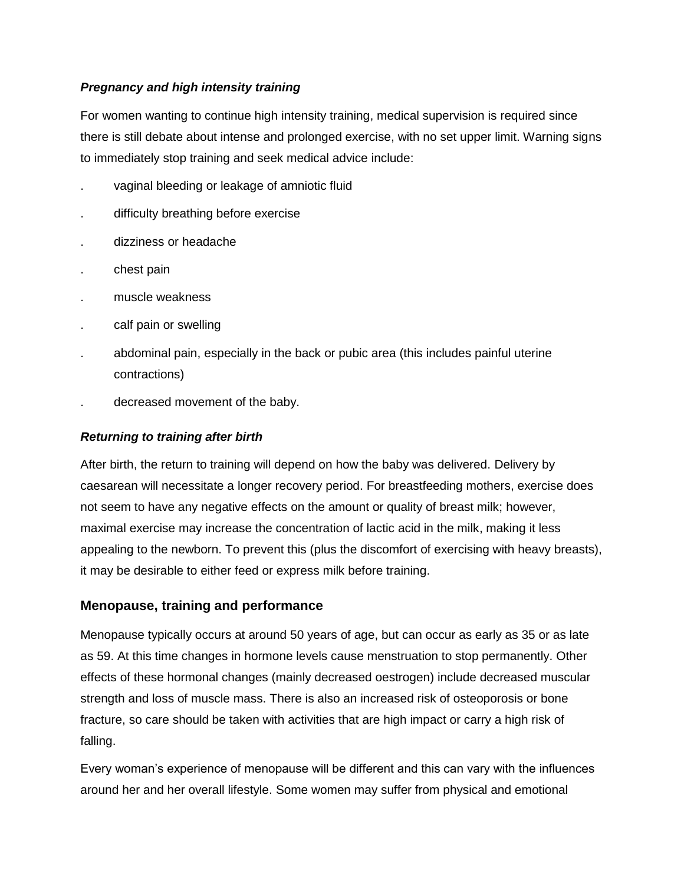***Pregnancy and high intensity training***

For women wanting to continue high intensity training, medical supervision is required since there is still debate about intense and prolonged exercise, with no set upper limit. Warning signs to immediately stop training and seek medical advice include:

- vaginal bleeding or leakage of amniotic fluid
- difficulty breathing before exercise
- dizziness or headache
- chest pain
- muscle weakness
- calf pain or swelling
- abdominal pain, especially in the back or pubic area (this includes painful uterine contractions)
- decreased movement of the baby.

***Returning to training after birth***

After birth, the return to training will depend on how the baby was delivered. Delivery by caesarean will necessitate a longer recovery period. For breastfeeding mothers, exercise does not seem to have any negative effects on the amount or quality of breast milk; however, maximal exercise may increase the concentration of lactic acid in the milk, making it less appealing to the newborn. To prevent this (plus the discomfort of exercising with heavy breasts), it may be desirable to either feed or express milk before training.

## Menopause, training and performance

Menopause typically occurs at around 50 years of age, but can occur as early as 35 or as late as 59. At this time changes in hormone levels cause menstruation to stop permanently. Other effects of these hormonal changes (mainly decreased oestrogen) include decreased muscular strength and loss of muscle mass. There is also an increased risk of osteoporosis or bone fracture, so care should be taken with activities that are high impact or carry a high risk of falling.

Every woman's experience of menopause will be different and this can vary with the influences around her and her overall lifestyle. Some women may suffer from physical and emotional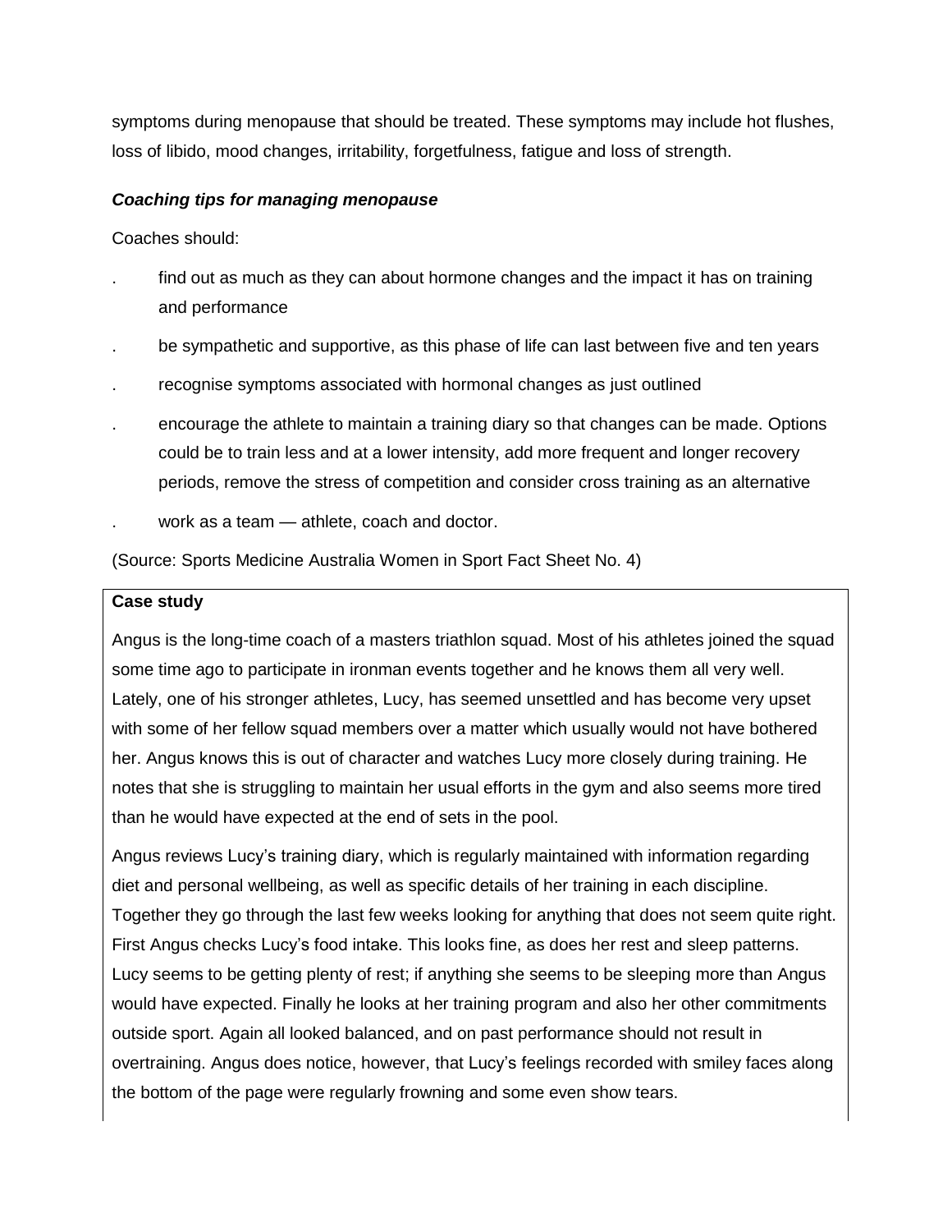symptoms during menopause that should be treated. These symptoms may include hot flushes, loss of libido, mood changes, irritability, forgetfulness, fatigue and loss of strength.

***Coaching tips for managing menopause***

Coaches should:

- find out as much as they can about hormone changes and the impact it has on training and performance
- be sympathetic and supportive, as this phase of life can last between five and ten years
- recognise symptoms associated with hormonal changes as just outlined
- encourage the athlete to maintain a training diary so that changes can be made. Options could be to train less and at a lower intensity, add more frequent and longer recovery periods, remove the stress of competition and consider cross training as an alternative
- work as a team — athlete, coach and doctor.

(Source: Sports Medicine Australia Women in Sport Fact Sheet No. 4)

**Case study**

Angus is the long-time coach of a masters triathlon squad. Most of his athletes joined the squad some time ago to participate in ironman events together and he knows them all very well. Lately, one of his stronger athletes, Lucy, has seemed unsettled and has become very upset with some of her fellow squad members over a matter which usually would not have bothered her. Angus knows this is out of character and watches Lucy more closely during training. He notes that she is struggling to maintain her usual efforts in the gym and also seems more tired than he would have expected at the end of sets in the pool.

Angus reviews Lucy's training diary, which is regularly maintained with information regarding diet and personal wellbeing, as well as specific details of her training in each discipline. Together they go through the last few weeks looking for anything that does not seem quite right. First Angus checks Lucy's food intake. This looks fine, as does her rest and sleep patterns. Lucy seems to be getting plenty of rest; if anything she seems to be sleeping more than Angus would have expected. Finally he looks at her training program and also her other commitments outside sport. Again all looked balanced, and on past performance should not result in overtraining. Angus does notice, however, that Lucy's feelings recorded with smiley faces along the bottom of the page were regularly frowning and some even show tears.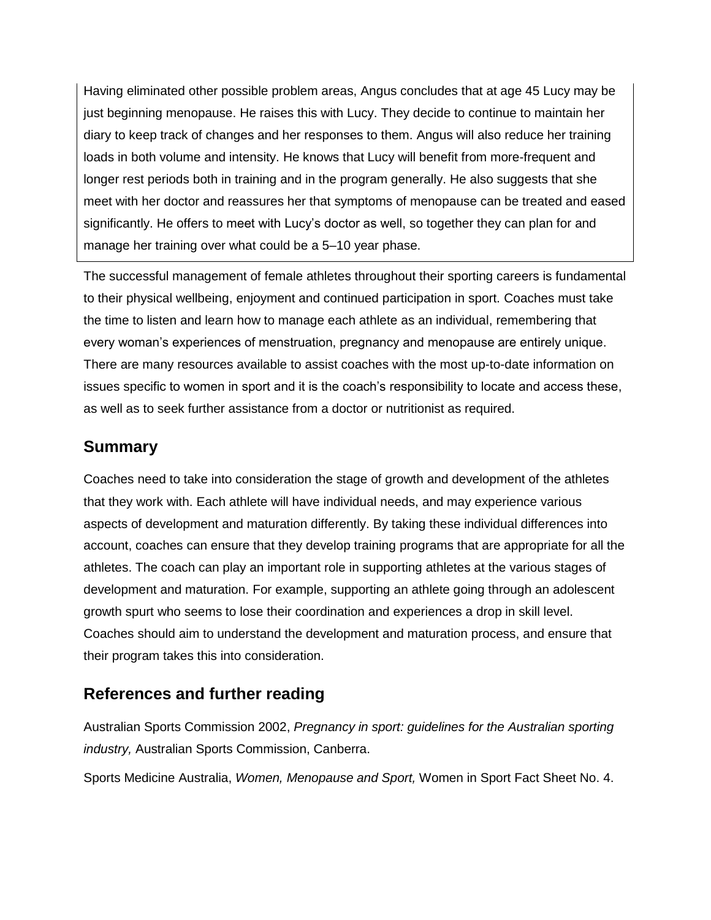Having eliminated other possible problem areas, Angus concludes that at age 45 Lucy may be just beginning menopause. He raises this with Lucy. They decide to continue to maintain her diary to keep track of changes and her responses to them. Angus will also reduce her training loads in both volume and intensity. He knows that Lucy will benefit from more-frequent and longer rest periods both in training and in the program generally. He also suggests that she meet with her doctor and reassures her that symptoms of menopause can be treated and eased significantly. He offers to meet with Lucy's doctor as well, so together they can plan for and manage her training over what could be a 5–10 year phase.

The successful management of female athletes throughout their sporting careers is fundamental to their physical wellbeing, enjoyment and continued participation in sport. Coaches must take the time to listen and learn how to manage each athlete as an individual, remembering that every woman's experiences of menstruation, pregnancy and menopause are entirely unique. There are many resources available to assist coaches with the most up-to-date information on issues specific to women in sport and it is the coach's responsibility to locate and access these, as well as to seek further assistance from a doctor or nutritionist as required.

## Summary

Coaches need to take into consideration the stage of growth and development of the athletes that they work with. Each athlete will have individual needs, and may experience various aspects of development and maturation differently. By taking these individual differences into account, coaches can ensure that they develop training programs that are appropriate for all the athletes. The coach can play an important role in supporting athletes at the various stages of development and maturation. For example, supporting an athlete going through an adolescent growth spurt who seems to lose their coordination and experiences a drop in skill level. Coaches should aim to understand the development and maturation process, and ensure that their program takes this into consideration.

## References and further reading

Australian Sports Commission 2002, *Pregnancy in sport: guidelines for the Australian sporting industry,* Australian Sports Commission, Canberra.

Sports Medicine Australia, *Women, Menopause and Sport,* Women in Sport Fact Sheet No. 4.